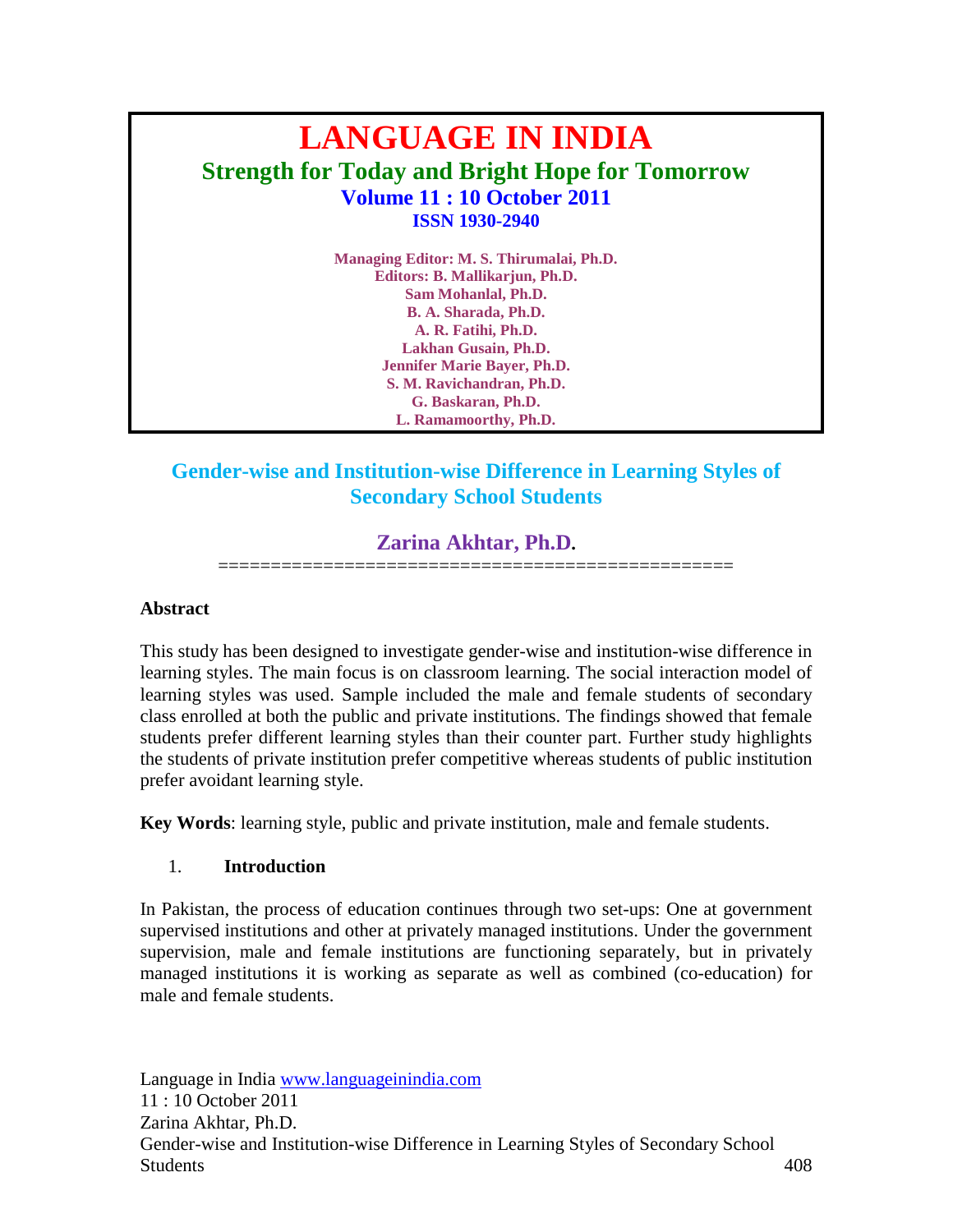# LANGUAGE IN INDIA

**Strength for Today and Bright Hope for Tomorrow**

**Volume 11 : 10 October 2011**

**ISSN 1930-2940**

**Managing Editor: M. S. Thirumalai, Ph.D.**
**Editors: B. Mallikarjun, Ph.D.**
**Sam Mohanlal, Ph.D.**
**B. A. Sharada, Ph.D.**
**A. R. Fatihi, Ph.D.**
**Lakhan Gusain, Ph.D.**
**Jennifer Marie Bayer, Ph.D.**
**S. M. Ravichandran, Ph.D.**
**G. Baskaran, Ph.D.**
**L. Ramamoorthy, Ph.D.**

## Gender-wise and Institution-wise Difference in Learning Styles of Secondary School Students

**Zarina Akhtar, Ph.D.**

================================================

**Abstract**

This study has been designed to investigate gender-wise and institution-wise difference in learning styles. The main focus is on classroom learning. The social interaction model of learning styles was used. Sample included the male and female students of secondary class enrolled at both the public and private institutions. The findings showed that female students prefer different learning styles than their counter part. Further study highlights the students of private institution prefer competitive whereas students of public institution prefer avoidant learning style.

**Key Words**: learning style, public and private institution, male and female students.

### 1. Introduction

In Pakistan, the process of education continues through two set-ups: One at government supervised institutions and other at privately managed institutions. Under the government supervision, male and female institutions are functioning separately, but in privately managed institutions it is working as separate as well as combined (co-education) for male and female students.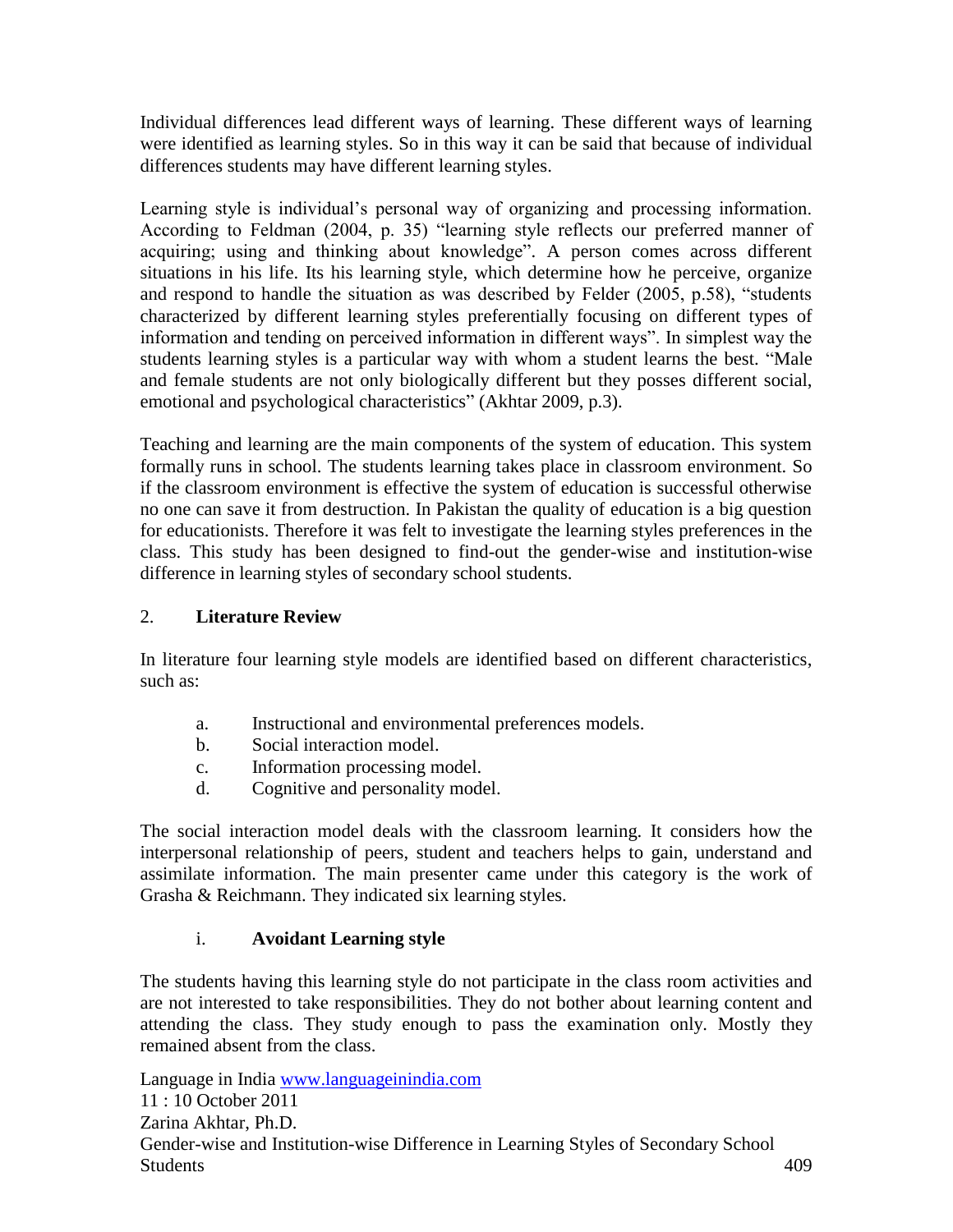Individual differences lead different ways of learning. These different ways of learning were identified as learning styles. So in this way it can be said that because of individual differences students may have different learning styles.

Learning style is individual's personal way of organizing and processing information. According to Feldman (2004, p. 35) "learning style reflects our preferred manner of acquiring; using and thinking about knowledge". A person comes across different situations in his life. Its his learning style, which determine how he perceive, organize and respond to handle the situation as was described by Felder (2005, p.58), "students characterized by different learning styles preferentially focusing on different types of information and tending on perceived information in different ways". In simplest way the students learning styles is a particular way with whom a student learns the best. "Male and female students are not only biologically different but they posses different social, emotional and psychological characteristics" (Akhtar 2009, p.3).

Teaching and learning are the main components of the system of education. This system formally runs in school. The students learning takes place in classroom environment. So if the classroom environment is effective the system of education is successful otherwise no one can save it from destruction. In Pakistan the quality of education is a big question for educationists. Therefore it was felt to investigate the learning styles preferences in the class. This study has been designed to find-out the gender-wise and institution-wise difference in learning styles of secondary school students.

## 2. Literature Review

In literature four learning style models are identified based on different characteristics, such as:

a. Instructional and environmental preferences models.
b. Social interaction model.
c. Information processing model.
d. Cognitive and personality model.

The social interaction model deals with the classroom learning. It considers how the interpersonal relationship of peers, student and teachers helps to gain, understand and assimilate information. The main presenter came under this category is the work of Grasha & Reichmann. They indicated six learning styles.

### i. Avoidant Learning style

The students having this learning style do not participate in the class room activities and are not interested to take responsibilities. They do not bother about learning content and attending the class. They study enough to pass the examination only. Mostly they remained absent from the class.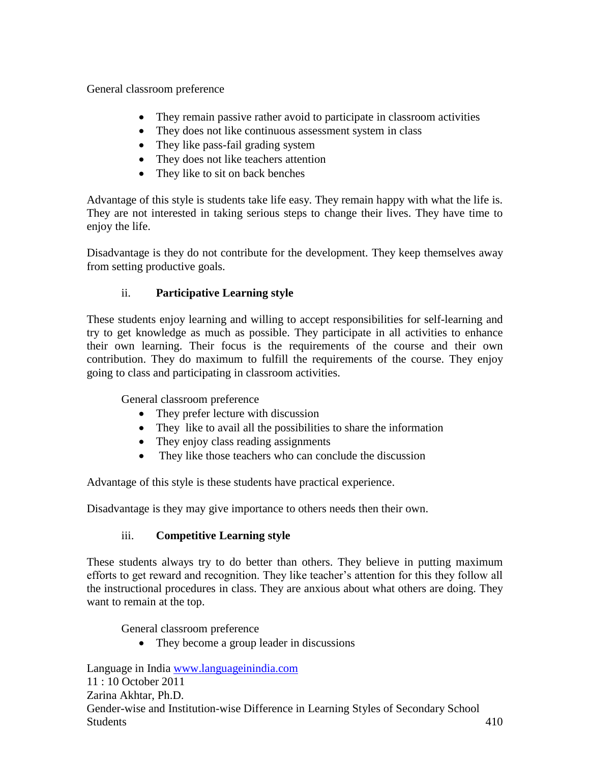General classroom preference

- They remain passive rather avoid to participate in classroom activities
- They does not like continuous assessment system in class
- They like pass-fail grading system
- They does not like teachers attention
- They like to sit on back benches

Advantage of this style is students take life easy. They remain happy with what the life is. They are not interested in taking serious steps to change their lives. They have time to enjoy the life.

Disadvantage is they do not contribute for the development. They keep themselves away from setting productive goals.

ii. **Participative Learning style**

These students enjoy learning and willing to accept responsibilities for self-learning and try to get knowledge as much as possible. They participate in all activities to enhance their own learning. Their focus is the requirements of the course and their own contribution. They do maximum to fulfill the requirements of the course. They enjoy going to class and participating in classroom activities.

General classroom preference

- They prefer lecture with discussion
- They like to avail all the possibilities to share the information
- They enjoy class reading assignments
- They like those teachers who can conclude the discussion

Advantage of this style is these students have practical experience.

Disadvantage is they may give importance to others needs then their own.

iii. **Competitive Learning style**

These students always try to do better than others. They believe in putting maximum efforts to get reward and recognition. They like teacher's attention for this they follow all the instructional procedures in class. They are anxious about what others are doing. They want to remain at the top.

General classroom preference

- They become a group leader in discussions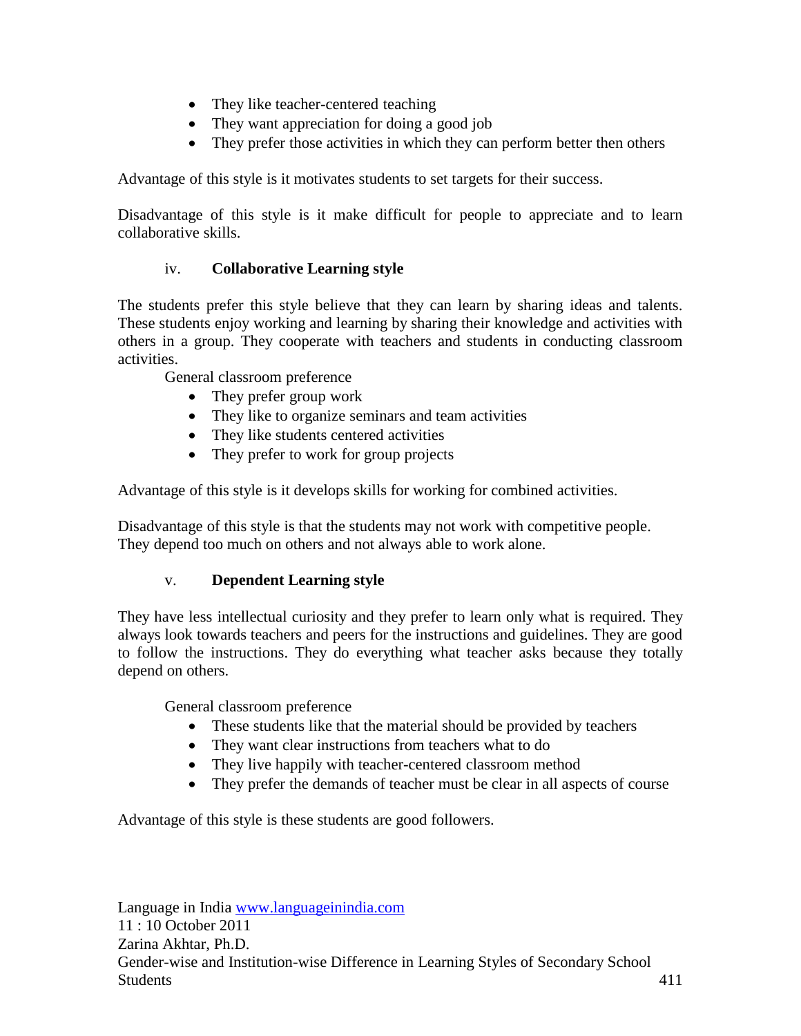- They like teacher-centered teaching
- They want appreciation for doing a good job
- They prefer those activities in which they can perform better then others

Advantage of this style is it motivates students to set targets for their success.

Disadvantage of this style is it make difficult for people to appreciate and to learn collaborative skills.

### iv. Collaborative Learning style

The students prefer this style believe that they can learn by sharing ideas and talents. These students enjoy working and learning by sharing their knowledge and activities with others in a group. They cooperate with teachers and students in conducting classroom activities.

General classroom preference

- They prefer group work
- They like to organize seminars and team activities
- They like students centered activities
- They prefer to work for group projects

Advantage of this style is it develops skills for working for combined activities.

Disadvantage of this style is that the students may not work with competitive people. They depend too much on others and not always able to work alone.

### v. Dependent Learning style

They have less intellectual curiosity and they prefer to learn only what is required. They always look towards teachers and peers for the instructions and guidelines. They are good to follow the instructions. They do everything what teacher asks because they totally depend on others.

General classroom preference

- These students like that the material should be provided by teachers
- They want clear instructions from teachers what to do
- They live happily with teacher-centered classroom method
- They prefer the demands of teacher must be clear in all aspects of course

Advantage of this style is these students are good followers.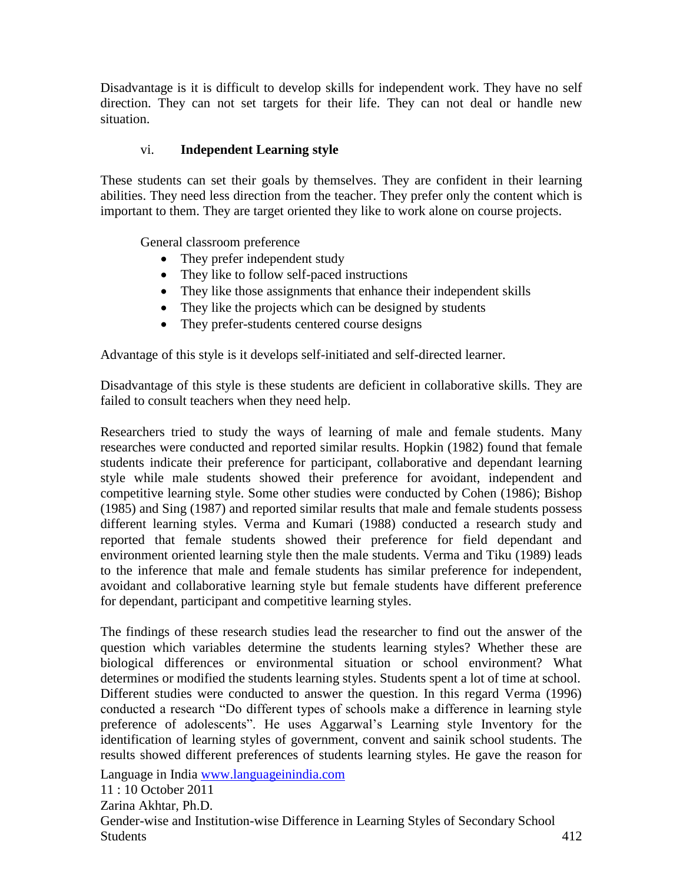Disadvantage is it is difficult to develop skills for independent work. They have no self direction. They can not set targets for their life. They can not deal or handle new situation.

vi. **Independent Learning style**

These students can set their goals by themselves. They are confident in their learning abilities. They need less direction from the teacher. They prefer only the content which is important to them. They are target oriented they like to work alone on course projects.

General classroom preference

- They prefer independent study
- They like to follow self-paced instructions
- They like those assignments that enhance their independent skills
- They like the projects which can be designed by students
- They prefer-students centered course designs

Advantage of this style is it develops self-initiated and self-directed learner.

Disadvantage of this style is these students are deficient in collaborative skills. They are failed to consult teachers when they need help.

Researchers tried to study the ways of learning of male and female students. Many researches were conducted and reported similar results. Hopkin (1982) found that female students indicate their preference for participant, collaborative and dependant learning style while male students showed their preference for avoidant, independent and competitive learning style. Some other studies were conducted by Cohen (1986); Bishop (1985) and Sing (1987) and reported similar results that male and female students possess different learning styles. Verma and Kumari (1988) conducted a research study and reported that female students showed their preference for field dependant and environment oriented learning style then the male students. Verma and Tiku (1989) leads to the inference that male and female students has similar preference for independent, avoidant and collaborative learning style but female students have different preference for dependant, participant and competitive learning styles.

The findings of these research studies lead the researcher to find out the answer of the question which variables determine the students learning styles? Whether these are biological differences or environmental situation or school environment? What determines or modified the students learning styles. Students spent a lot of time at school. Different studies were conducted to answer the question. In this regard Verma (1996) conducted a research "Do different types of schools make a difference in learning style preference of adolescents". He uses Aggarwal's Learning style Inventory for the identification of learning styles of government, convent and sainik school students. The results showed different preferences of students learning styles. He gave the reason for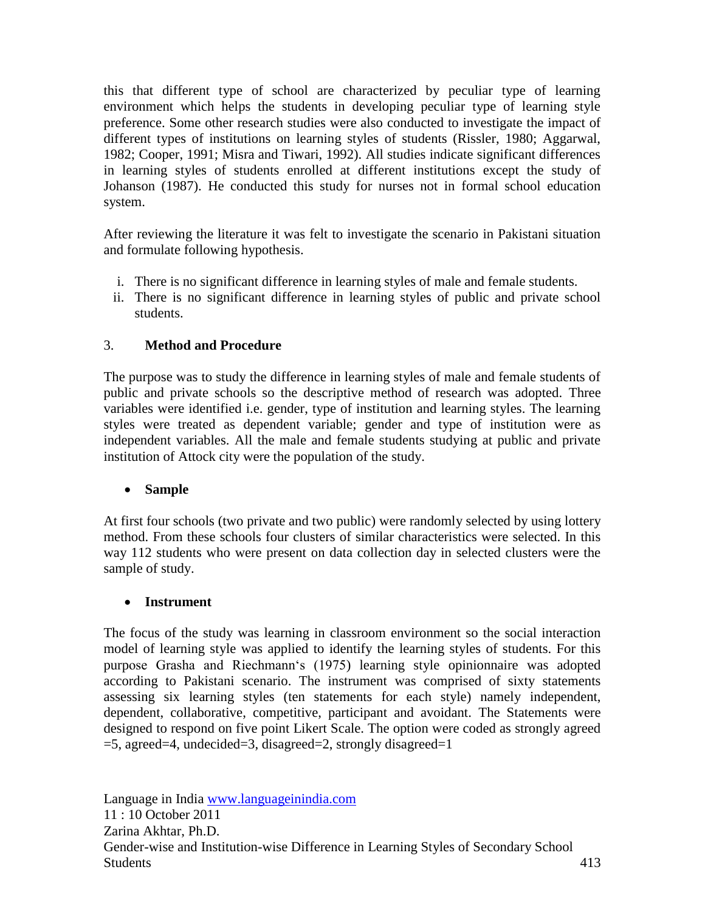this that different type of school are characterized by peculiar type of learning environment which helps the students in developing peculiar type of learning style preference. Some other research studies were also conducted to investigate the impact of different types of institutions on learning styles of students (Rissler, 1980; Aggarwal, 1982; Cooper, 1991; Misra and Tiwari, 1992). All studies indicate significant differences in learning styles of students enrolled at different institutions except the study of Johanson (1987). He conducted this study for nurses not in formal school education system.

After reviewing the literature it was felt to investigate the scenario in Pakistani situation and formulate following hypothesis.

i. There is no significant difference in learning styles of male and female students.
ii. There is no significant difference in learning styles of public and private school students.

## 3. Method and Procedure

The purpose was to study the difference in learning styles of male and female students of public and private schools so the descriptive method of research was adopted. Three variables were identified i.e. gender, type of institution and learning styles. The learning styles were treated as dependent variable; gender and type of institution were as independent variables. All the male and female students studying at public and private institution of Attock city were the population of the study.

- **Sample**

At first four schools (two private and two public) were randomly selected by using lottery method. From these schools four clusters of similar characteristics were selected. In this way 112 students who were present on data collection day in selected clusters were the sample of study.

- **Instrument**

The focus of the study was learning in classroom environment so the social interaction model of learning style was applied to identify the learning styles of students. For this purpose Grasha and Riechmann's (1975) learning style opinionnaire was adopted according to Pakistani scenario. The instrument was comprised of sixty statements assessing six learning styles (ten statements for each style) namely independent, dependent, collaborative, competitive, participant and avoidant. The Statements were designed to respond on five point Likert Scale. The option were coded as strongly agreed =5, agreed=4, undecided=3, disagreed=2, strongly disagreed=1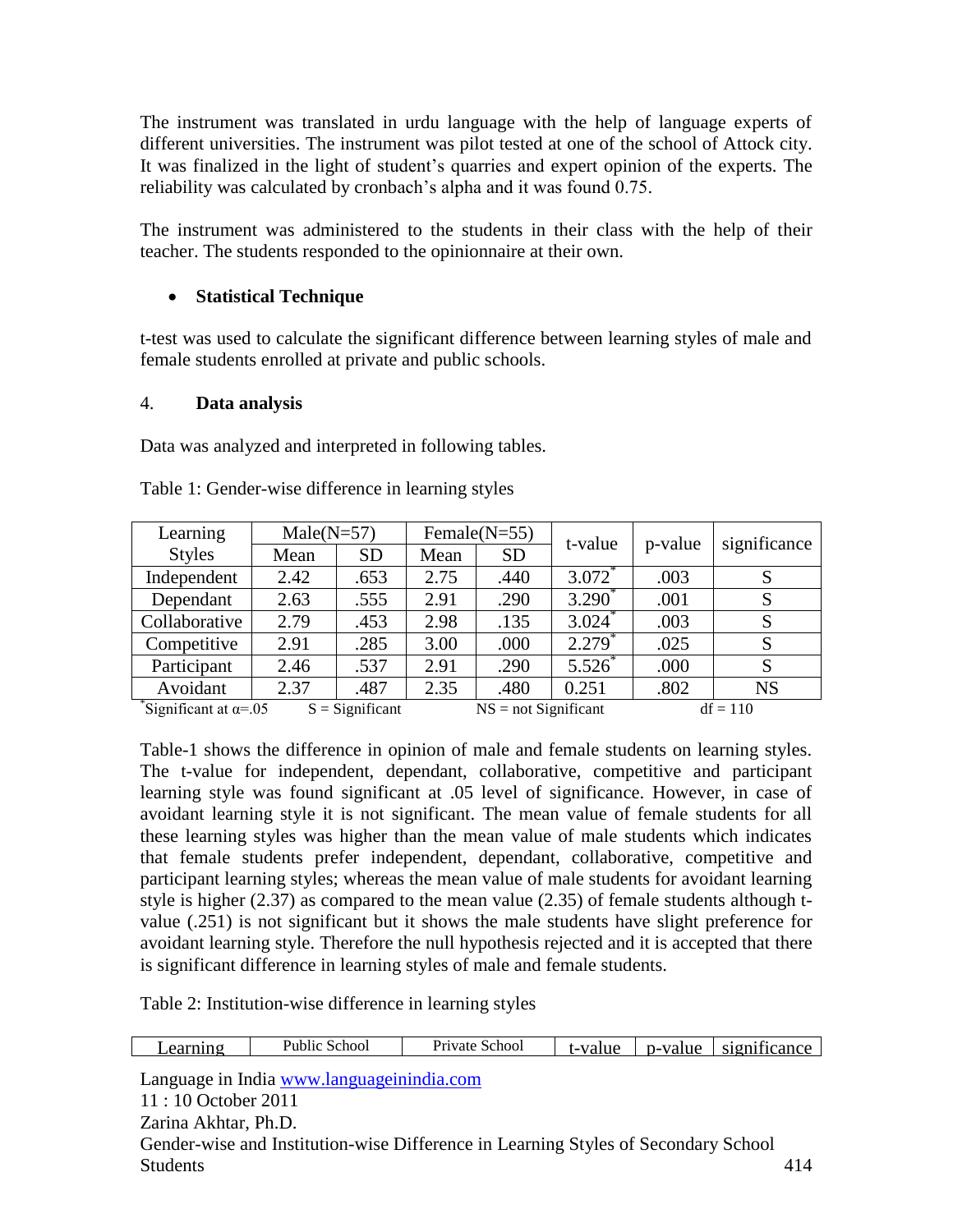The instrument was translated in urdu language with the help of language experts of different universities. The instrument was pilot tested at one of the school of Attock city. It was finalized in the light of student's quarries and expert opinion of the experts. The reliability was calculated by cronbach's alpha and it was found 0.75.

The instrument was administered to the students in their class with the help of their teacher. The students responded to the opinionnaire at their own.

- **Statistical Technique**

t-test was used to calculate the significant difference between learning styles of male and female students enrolled at private and public schools.

## 4. Data analysis

Data was analyzed and interpreted in following tables.

Table 1: Gender-wise difference in learning styles

| Learning Styles | Male(N=57) | | Female(N=55) | | t-value | p-value | significance |
|---|---|---|---|---|---|---|---|
| | Mean | SD | Mean | SD | | | |
| Independent | 2.42 | .653 | 2.75 | .440 | 3.072* | .003 | S |
| Dependant | 2.63 | .555 | 2.91 | .290 | 3.290* | .001 | S |
| Collaborative | 2.79 | .453 | 2.98 | .135 | 3.024* | .003 | S |
| Competitive | 2.91 | .285 | 3.00 | .000 | 2.279* | .025 | S |
| Participant | 2.46 | .537 | 2.91 | .290 | 5.526* | .000 | S |
| Avoidant | 2.37 | .487 | 2.35 | .480 | 0.251 | .802 | NS |

*Significant at $\alpha$=.05 S = Significant NS = not Significant df = 110

Table-1 shows the difference in opinion of male and female students on learning styles. The t-value for independent, dependant, collaborative, competitive and participant learning style was found significant at .05 level of significance. However, in case of avoidant learning style it is not significant. The mean value of female students for all these learning styles was higher than the mean value of male students which indicates that female students prefer independent, dependant, collaborative, competitive and participant learning styles; whereas the mean value of male students for avoidant learning style is higher (2.37) as compared to the mean value (2.35) of female students although t-value (.251) is not significant but it shows the male students have slight preference for avoidant learning style. Therefore the null hypothesis rejected and it is accepted that there is significant difference in learning styles of male and female students.

Table 2: Institution-wise difference in learning styles

| Learning | Public School | Private School | t-value | p-value | significance |
|---|---|---|---|---|---|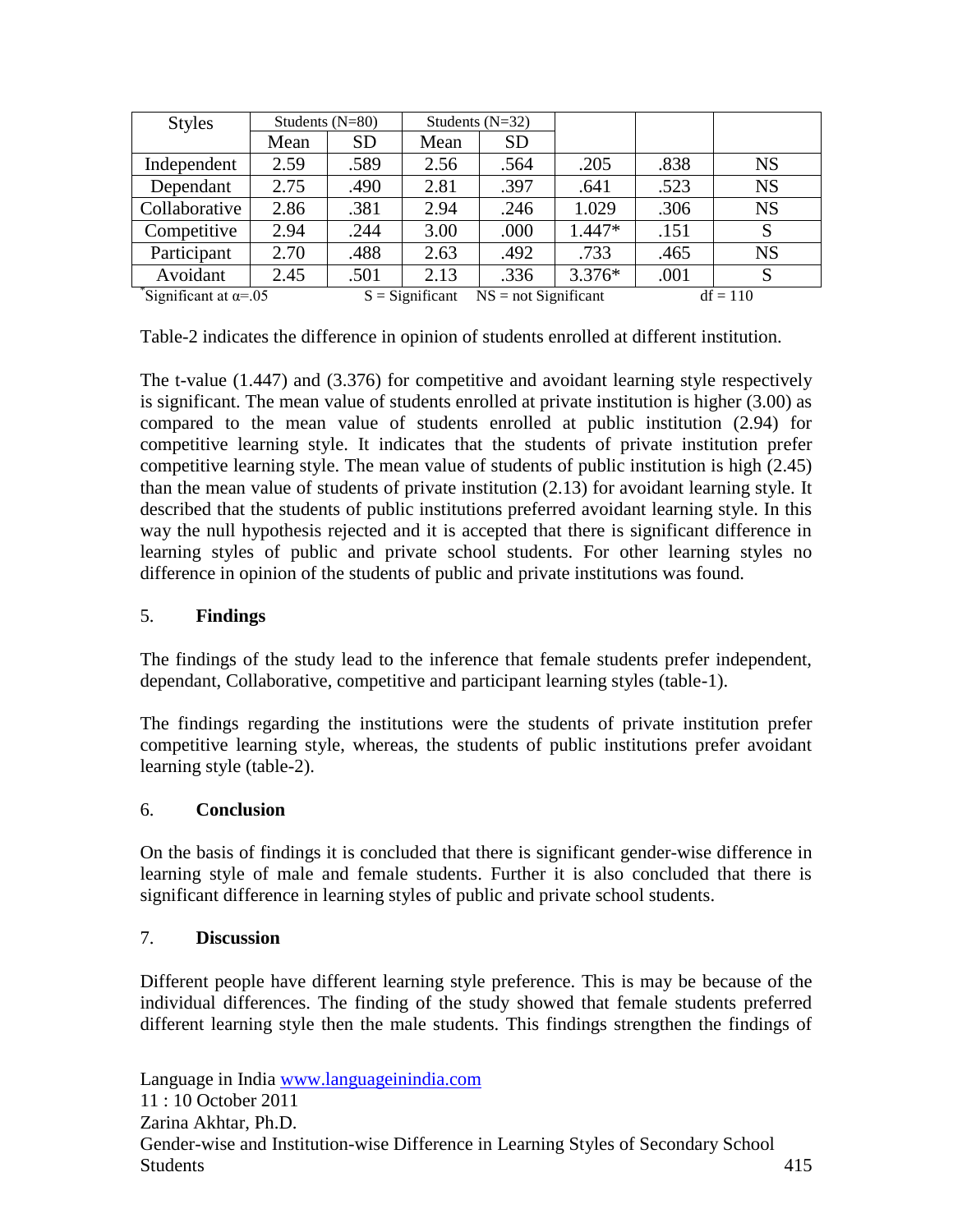| Styles | Students (N=80) | | Students (N=32) | | | | |
|---|---|---|---|---|---|---|---|
| | Mean | SD | Mean | SD | | | |
| Independent | 2.59 | .589 | 2.56 | .564 | .205 | .838 | NS |
| Dependant | 2.75 | .490 | 2.81 | .397 | .641 | .523 | NS |
| Collaborative | 2.86 | .381 | 2.94 | .246 | 1.029 | .306 | NS |
| Competitive | 2.94 | .244 | 3.00 | .000 | 1.447* | .151 | S |
| Participant | 2.70 | .488 | 2.63 | .492 | .733 | .465 | NS |
| Avoidant | 2.45 | .501 | 2.13 | .336 | 3.376* | .001 | S |

*Significant at $\alpha$=.05 S = Significant NS = not Significant df = 110

Table-2 indicates the difference in opinion of students enrolled at different institution.

The t-value (1.447) and (3.376) for competitive and avoidant learning style respectively is significant. The mean value of students enrolled at private institution is higher (3.00) as compared to the mean value of students enrolled at public institution (2.94) for competitive learning style. It indicates that the students of private institution prefer competitive learning style. The mean value of students of public institution is high (2.45) than the mean value of students of private institution (2.13) for avoidant learning style. It described that the students of public institutions preferred avoidant learning style. In this way the null hypothesis rejected and it is accepted that there is significant difference in learning styles of public and private school students. For other learning styles no difference in opinion of the students of public and private institutions was found.

## 5. **Findings**

The findings of the study lead to the inference that female students prefer independent, dependant, Collaborative, competitive and participant learning styles (table-1).

The findings regarding the institutions were the students of private institution prefer competitive learning style, whereas, the students of public institutions prefer avoidant learning style (table-2).

## 6. **Conclusion**

On the basis of findings it is concluded that there is significant gender-wise difference in learning style of male and female students. Further it is also concluded that there is significant difference in learning styles of public and private school students.

## 7. **Discussion**

Different people have different learning style preference. This is may be because of the individual differences. The finding of the study showed that female students preferred different learning style then the male students. This findings strengthen the findings of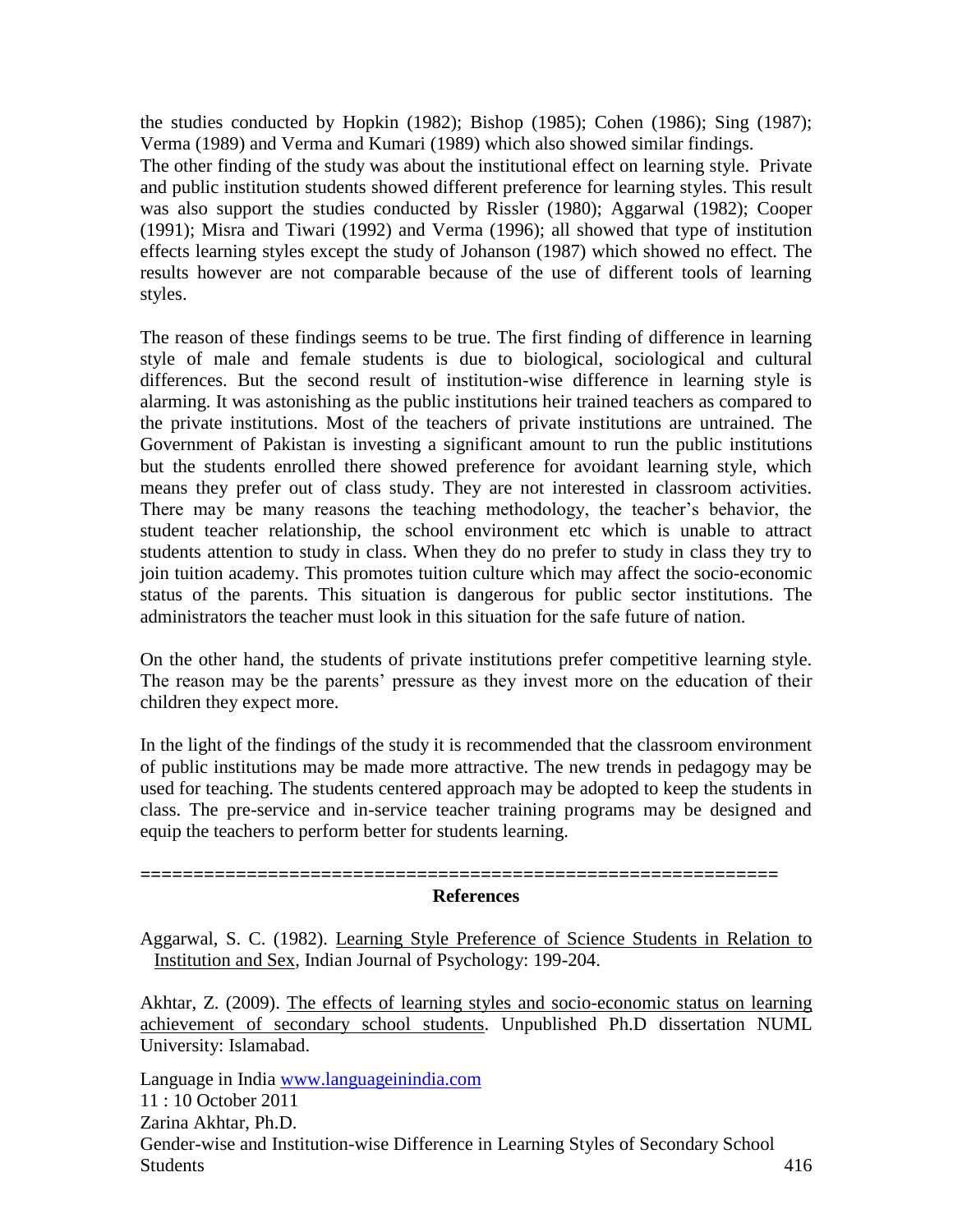the studies conducted by Hopkin (1982); Bishop (1985); Cohen (1986); Sing (1987); Verma (1989) and Verma and Kumari (1989) which also showed similar findings.
The other finding of the study was about the institutional effect on learning style. Private and public institution students showed different preference for learning styles. This result was also support the studies conducted by Rissler (1980); Aggarwal (1982); Cooper (1991); Misra and Tiwari (1992) and Verma (1996); all showed that type of institution effects learning styles except the study of Johanson (1987) which showed no effect. The results however are not comparable because of the use of different tools of learning styles.

The reason of these findings seems to be true. The first finding of difference in learning style of male and female students is due to biological, sociological and cultural differences. But the second result of institution-wise difference in learning style is alarming. It was astonishing as the public institutions heir trained teachers as compared to the private institutions. Most of the teachers of private institutions are untrained. The Government of Pakistan is investing a significant amount to run the public institutions but the students enrolled there showed preference for avoidant learning style, which means they prefer out of class study. They are not interested in classroom activities. There may be many reasons the teaching methodology, the teacher's behavior, the student teacher relationship, the school environment etc which is unable to attract students attention to study in class. When they do no prefer to study in class they try to join tuition academy. This promotes tuition culture which may affect the socio-economic status of the parents. This situation is dangerous for public sector institutions. The administrators the teacher must look in this situation for the safe future of nation.

On the other hand, the students of private institutions prefer competitive learning style. The reason may be the parents' pressure as they invest more on the education of their children they expect more.

In the light of the findings of the study it is recommended that the classroom environment of public institutions may be made more attractive. The new trends in pedagogy may be used for teaching. The students centered approach may be adopted to keep the students in class. The pre-service and in-service teacher training programs may be designed and equip the teachers to perform better for students learning.

==========================================================

## References

Aggarwal, S. C. (1982). Learning Style Preference of Science Students in Relation to Institution and Sex, Indian Journal of Psychology: 199-204.

Akhtar, Z. (2009). The effects of learning styles and socio-economic status on learning achievement of secondary school students. Unpublished Ph.D dissertation NUML University: Islamabad.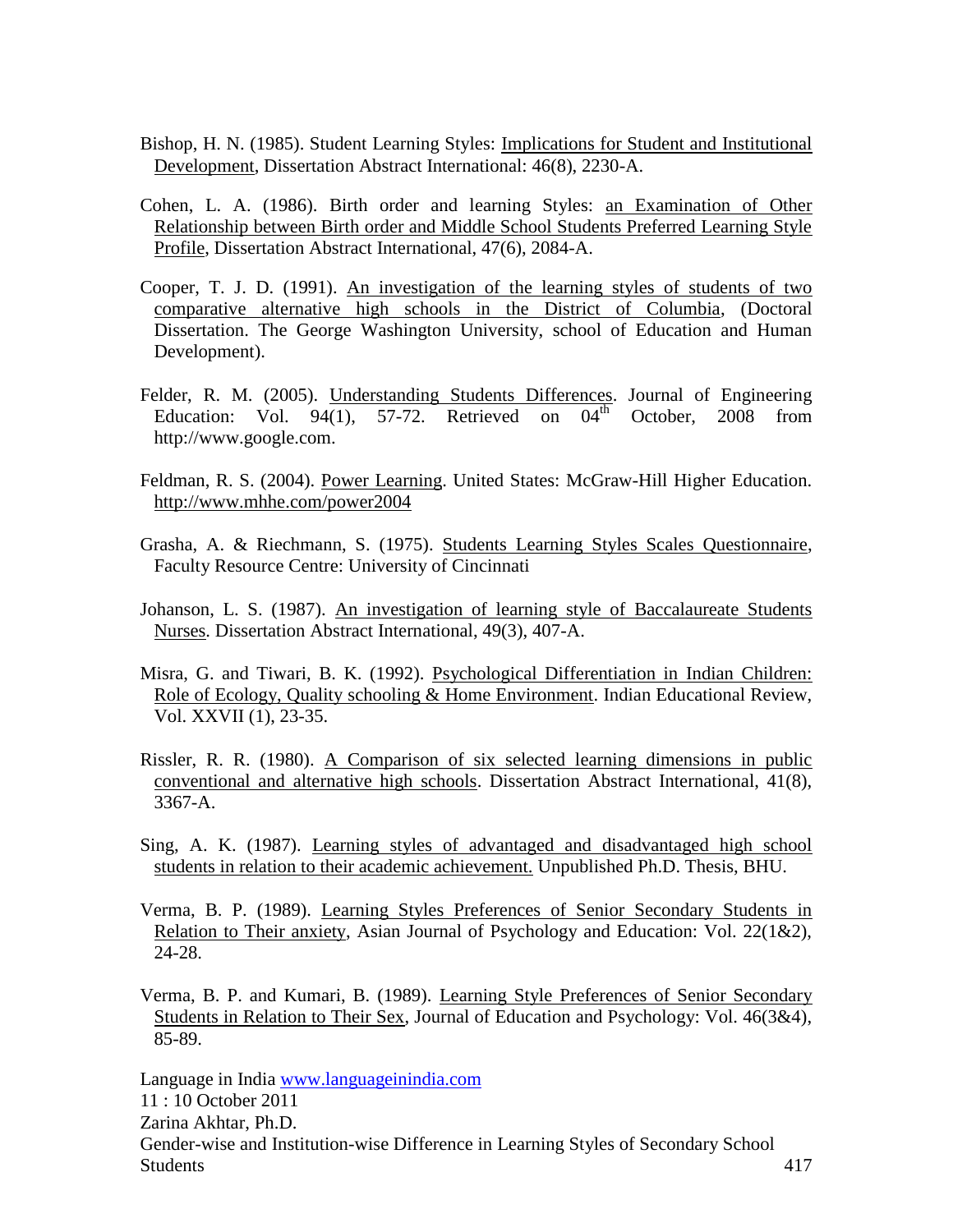Bishop, H. N. (1985). Student Learning Styles: Implications for Student and Institutional Development, Dissertation Abstract International: 46(8), 2230-A.

Cohen, L. A. (1986). Birth order and learning Styles: an Examination of Other Relationship between Birth order and Middle School Students Preferred Learning Style Profile, Dissertation Abstract International, 47(6), 2084-A.

Cooper, T. J. D. (1991). An investigation of the learning styles of students of two comparative alternative high schools in the District of Columbia, (Doctoral Dissertation. The George Washington University, school of Education and Human Development).

Felder, R. M. (2005). Understanding Students Differences. Journal of Engineering Education: Vol. 94(1), 57-72. Retrieved on 04th October, 2008 from http://www.google.com.

Feldman, R. S. (2004). Power Learning. United States: McGraw-Hill Higher Education. http://www.mhhe.com/power2004

Grasha, A. & Riechmann, S. (1975). Students Learning Styles Scales Questionnaire, Faculty Resource Centre: University of Cincinnati

Johanson, L. S. (1987). An investigation of learning style of Baccalaureate Students Nurses. Dissertation Abstract International, 49(3), 407-A.

Misra, G. and Tiwari, B. K. (1992). Psychological Differentiation in Indian Children: Role of Ecology, Quality schooling & Home Environment. Indian Educational Review, Vol. XXVII (1), 23-35.

Rissler, R. R. (1980). A Comparison of six selected learning dimensions in public conventional and alternative high schools. Dissertation Abstract International, 41(8), 3367-A.

Sing, A. K. (1987). Learning styles of advantaged and disadvantaged high school students in relation to their academic achievement. Unpublished Ph.D. Thesis, BHU.

Verma, B. P. (1989). Learning Styles Preferences of Senior Secondary Students in Relation to Their anxiety, Asian Journal of Psychology and Education: Vol. 22(1&2), 24-28.

Verma, B. P. and Kumari, B. (1989). Learning Style Preferences of Senior Secondary Students in Relation to Their Sex, Journal of Education and Psychology: Vol. 46(3&4), 85-89.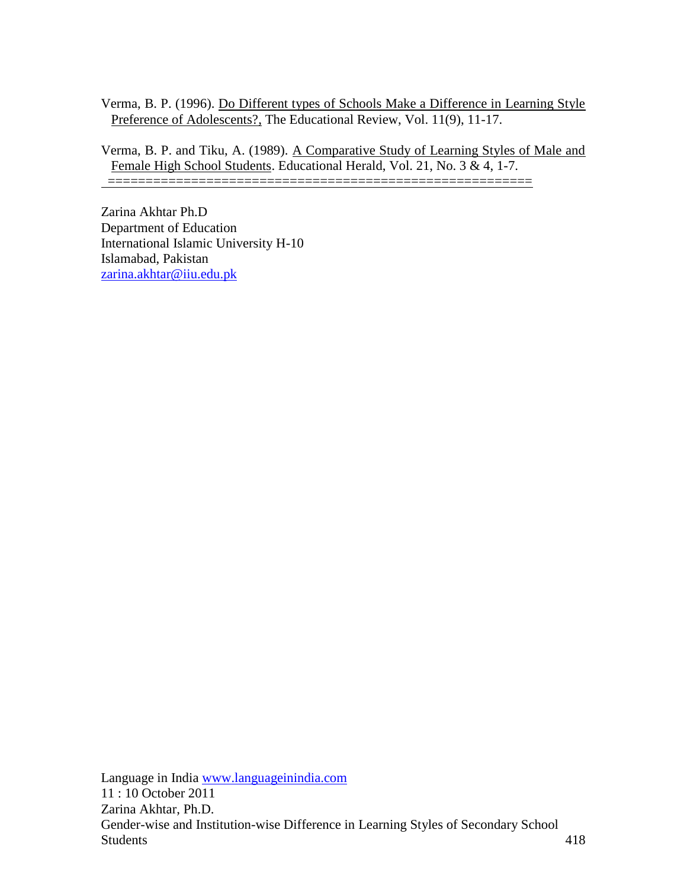Verma, B. P. (1996). Do Different types of Schools Make a Difference in Learning Style Preference of Adolescents?, The Educational Review, Vol. 11(9), 11-17.

Verma, B. P. and Tiku, A. (1989). A Comparative Study of Learning Styles of Male and Female High School Students. Educational Herald, Vol. 21, No. 3 & 4, 1-7.

=====================================================

Zarina Akhtar Ph.D  
Department of Education  
International Islamic University H-10  
Islamabad, Pakistan  
zarina.akhtar@iiu.edu.pk